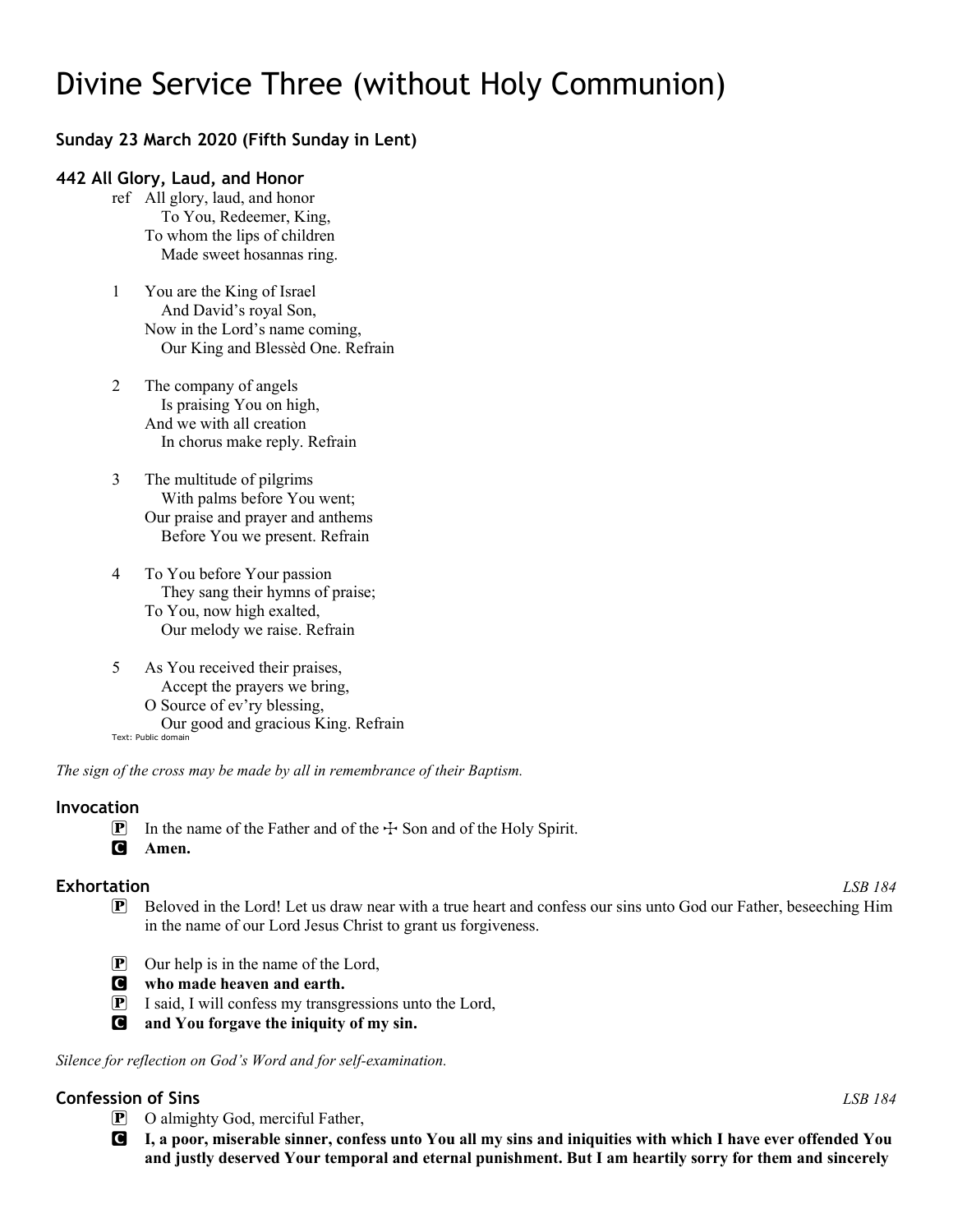# Divine Service Three (without Holy Communion)

### Sunday 23 March 2020 (Fifth Sunday in Lent)

### 442 All Glory, Laud, and Honor

ref All glory, laud, and honor  
  To You, Redeemer, King,  
 To whom the lips of children  
  Made sweet hosannas ring.

1 You are the King of Israel  
  And David's royal Son,  
 Now in the Lord's name coming,  
  Our King and Blessèd One. Refrain

2 The company of angels  
  Is praising You on high,  
 And we with all creation  
  In chorus make reply. Refrain

3 The multitude of pilgrims  
  With palms before You went;  
 Our praise and prayer and anthems  
  Before You we present. Refrain

4 To You before Your passion  
  They sang their hymns of praise;  
 To You, now high exalted,  
  Our melody we raise. Refrain

5 As You received their praises,  
  Accept the prayers we bring,  
 O Source of ev'ry blessing,  
  Our good and gracious King. Refrain

Text: Public domain

*The sign of the cross may be made by all in remembrance of their Baptism.*

### Invocation

P In the name of the Father and of the ☩ Son and of the Holy Spirit.  
C **Amen.**

### Exhortation *LSB 184*

P Beloved in the Lord! Let us draw near with a true heart and confess our sins unto God our Father, beseeching Him in the name of our Lord Jesus Christ to grant us forgiveness.

P Our help is in the name of the Lord,  
C **who made heaven and earth.**  
P I said, I will confess my transgressions unto the Lord,  
C **and You forgave the iniquity of my sin.**

*Silence for reflection on God's Word and for self-examination.*

### Confession of Sins *LSB 184*

P O almighty God, merciful Father,  
C **I, a poor, miserable sinner, confess unto You all my sins and iniquities with which I have ever offended You and justly deserved Your temporal and eternal punishment. But I am heartily sorry for them and sincerely**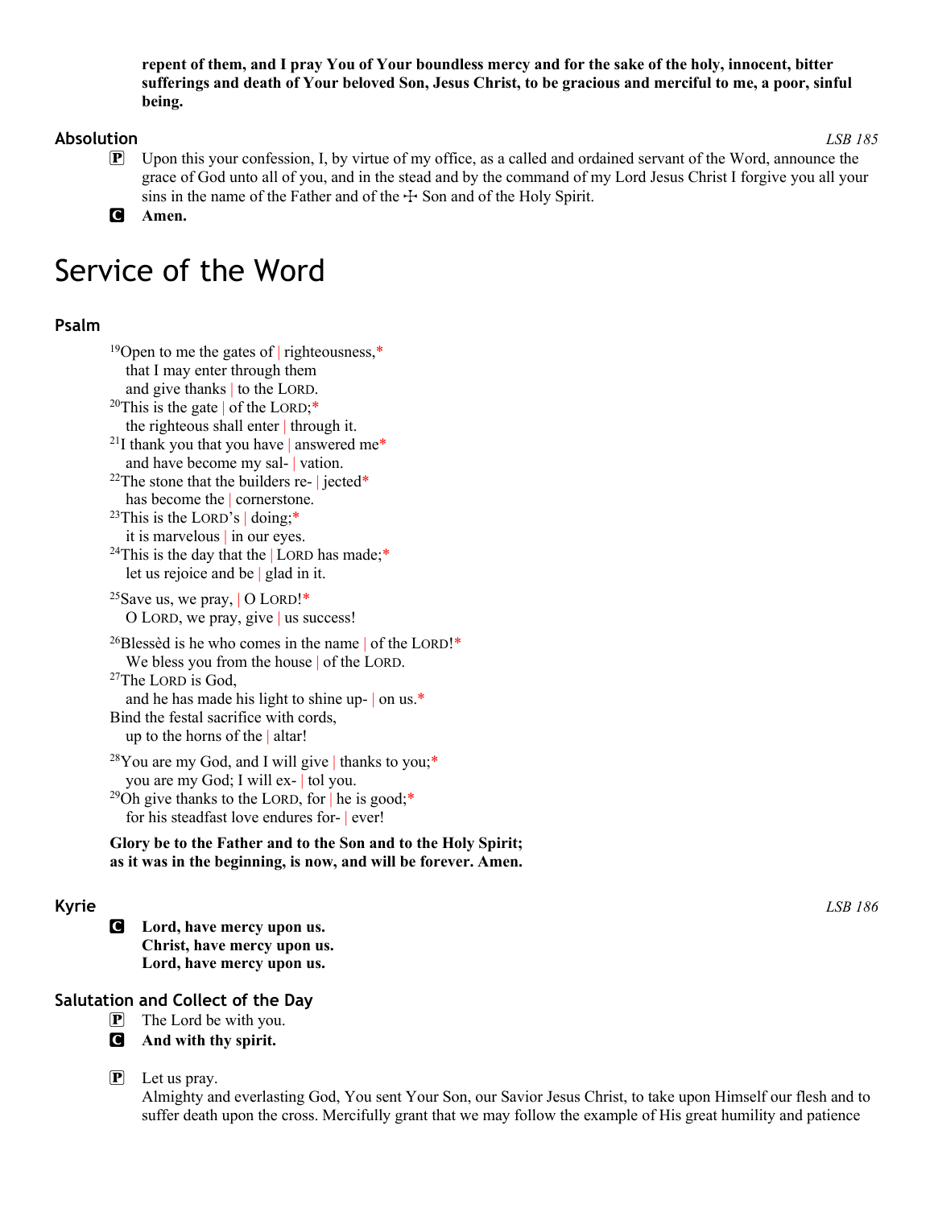**repent of them, and I pray You of Your boundless mercy and for the sake of the holy, innocent, bitter sufferings and death of Your beloved Son, Jesus Christ, to be gracious and merciful to me, a poor, sinful being.**

### Absolution

*LSB 185*

P Upon this your confession, I, by virtue of my office, as a called and ordained servant of the Word, announce the grace of God unto all of you, and in the stead and by the command of my Lord Jesus Christ I forgive you all your sins in the name of the Father and of the ☩ Son and of the Holy Spirit.

C **Amen.**

# Service of the Word

### Psalm

[19]Open to me the gates of | righteousness,*
that I may enter through them
and give thanks | to the LORD.
[20]This is the gate | of the LORD;*
the righteous shall enter | through it.
[21]I thank you that you have | answered me*
and have become my sal- | vation.
[22]The stone that the builders re- | jected*
has become the | cornerstone.
[23]This is the LORD's | doing;*
it is marvelous | in our eyes.
[24]This is the day that the | LORD has made;*
let us rejoice and be | glad in it.

[25]Save us, we pray, | O LORD!*
O LORD, we pray, give | us success!

[26]Blessèd is he who comes in the name | of the LORD!*
We bless you from the house | of the LORD.
[27]The LORD is God,
and he has made his light to shine up- | on us.*
Bind the festal sacrifice with cords,
up to the horns of the | altar!

[28]You are my God, and I will give | thanks to you;*
you are my God; I will ex- | tol you.
[29]Oh give thanks to the LORD, for | he is good;*
for his steadfast love endures for- | ever!

**Glory be to the Father and to the Son and to the Holy Spirit;
as it was in the beginning, is now, and will be forever. Amen.**

### Kyrie

*LSB 186*

C **Lord, have mercy upon us.
Christ, have mercy upon us.
Lord, have mercy upon us.**

### Salutation and Collect of the Day

P The Lord be with you.

C **And with thy spirit.**

P Let us pray.
Almighty and everlasting God, You sent Your Son, our Savior Jesus Christ, to take upon Himself our flesh and to suffer death upon the cross. Mercifully grant that we may follow the example of His great humility and patience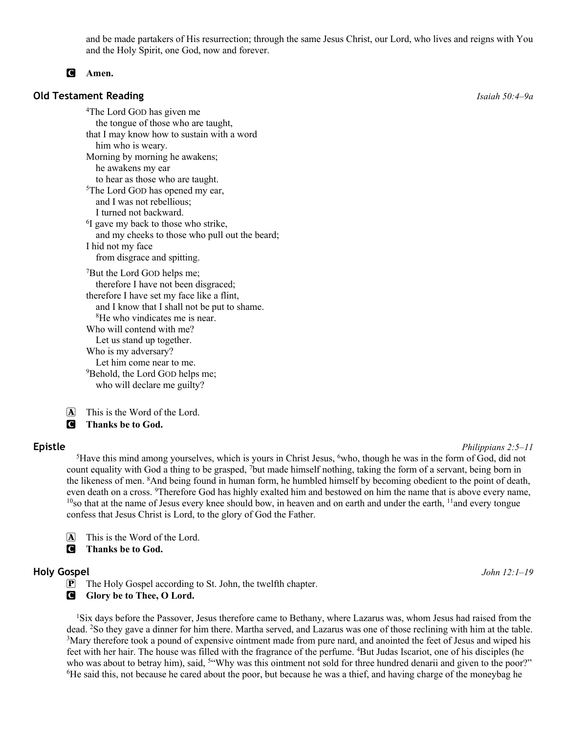and be made partakers of His resurrection; through the same Jesus Christ, our Lord, who lives and reigns with You and the Holy Spirit, one God, now and forever.

**C** **Amen.**

## Old Testament Reading

*Isaiah 50:4–9a*

[4]The Lord GOD has given me
 the tongue of those who are taught,
that I may know how to sustain with a word
 him who is weary.
Morning by morning he awakens;
 he awakens my ear
 to hear as those who are taught.
[5]The Lord GOD has opened my ear,
 and I was not rebellious;
 I turned not backward.
[6]I gave my back to those who strike,
 and my cheeks to those who pull out the beard;
I hid not my face
 from disgrace and spitting.

[7]But the Lord GOD helps me;
 therefore I have not been disgraced;
therefore I have set my face like a flint,
 and I know that I shall not be put to shame.
 [8]He who vindicates me is near.
Who will contend with me?
 Let us stand up together.
Who is my adversary?
 Let him come near to me.
 [9]Behold, the Lord GOD helps me;
 who will declare me guilty?

**A** This is the Word of the Lord.
**C** **Thanks be to God.**

## Epistle

*Philippians 2:5–11*

[5]Have this mind among yourselves, which is yours in Christ Jesus, [6]who, though he was in the form of God, did not count equality with God a thing to be grasped, [7]but made himself nothing, taking the form of a servant, being born in the likeness of men. [8]And being found in human form, he humbled himself by becoming obedient to the point of death, even death on a cross. [9]Therefore God has highly exalted him and bestowed on him the name that is above every name, [10]so that at the name of Jesus every knee should bow, in heaven and on earth and under the earth, [11]and every tongue confess that Jesus Christ is Lord, to the glory of God the Father.

**A** This is the Word of the Lord.
**C** **Thanks be to God.**

## Holy Gospel

*John 12:1–19*

**P** The Holy Gospel according to St. John, the twelfth chapter.
**C** **Glory be to Thee, O Lord.**

[1]Six days before the Passover, Jesus therefore came to Bethany, where Lazarus was, whom Jesus had raised from the dead. [2]So they gave a dinner for him there. Martha served, and Lazarus was one of those reclining with him at the table. [3]Mary therefore took a pound of expensive ointment made from pure nard, and anointed the feet of Jesus and wiped his feet with her hair. The house was filled with the fragrance of the perfume. [4]But Judas Iscariot, one of his disciples (he who was about to betray him), said, [5]"Why was this ointment not sold for three hundred denarii and given to the poor?" [6]He said this, not because he cared about the poor, but because he was a thief, and having charge of the moneybag he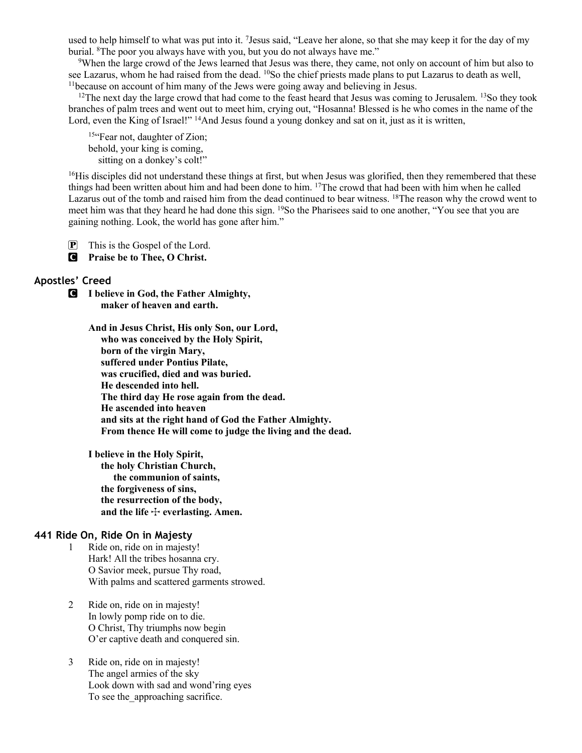used to help himself to what was put into it. [7]Jesus said, "Leave her alone, so that she may keep it for the day of my burial. [8]The poor you always have with you, but you do not always have me."

[9]When the large crowd of the Jews learned that Jesus was there, they came, not only on account of him but also to see Lazarus, whom he had raised from the dead. [10]So the chief priests made plans to put Lazarus to death as well, [11]because on account of him many of the Jews were going away and believing in Jesus.

[12]The next day the large crowd that had come to the feast heard that Jesus was coming to Jerusalem. [13]So they took branches of palm trees and went out to meet him, crying out, "Hosanna! Blessed is he who comes in the name of the Lord, even the King of Israel!" [14]And Jesus found a young donkey and sat on it, just as it is written,

> [15]"Fear not, daughter of Zion;
> behold, your king is coming,
> sitting on a donkey's colt!"

[16]His disciples did not understand these things at first, but when Jesus was glorified, then they remembered that these things had been written about him and had been done to him. [17]The crowd that had been with him when he called Lazarus out of the tomb and raised him from the dead continued to bear witness. [18]The reason why the crowd went to meet him was that they heard he had done this sign. [19]So the Pharisees said to one another, "You see that you are gaining nothing. Look, the world has gone after him."

P This is the Gospel of the Lord.

C **Praise be to Thee, O Christ.**

## Apostles' Creed

C **I believe in God, the Father Almighty,
maker of heaven and earth.**

**And in Jesus Christ, His only Son, our Lord,
who was conceived by the Holy Spirit,
born of the virgin Mary,
suffered under Pontius Pilate,
was crucified, died and was buried.
He descended into hell.
The third day He rose again from the dead.
He ascended into heaven
and sits at the right hand of God the Father Almighty.
From thence He will come to judge the living and the dead.**

**I believe in the Holy Spirit,
the holy Christian Church,
the communion of saints,
the forgiveness of sins,
the resurrection of the body,
and the life ☩ everlasting. Amen.**

## 441 Ride On, Ride On in Majesty

1 Ride on, ride on in majesty!
Hark! All the tribes hosanna cry.
O Savior meek, pursue Thy road,
With palms and scattered garments strowed.

2 Ride on, ride on in majesty!
In lowly pomp ride on to die.
O Christ, Thy triumphs now begin
O'er captive death and conquered sin.

3 Ride on, ride on in majesty!
The angel armies of the sky
Look down with sad and wond'ring eyes
To see the_approaching sacrifice.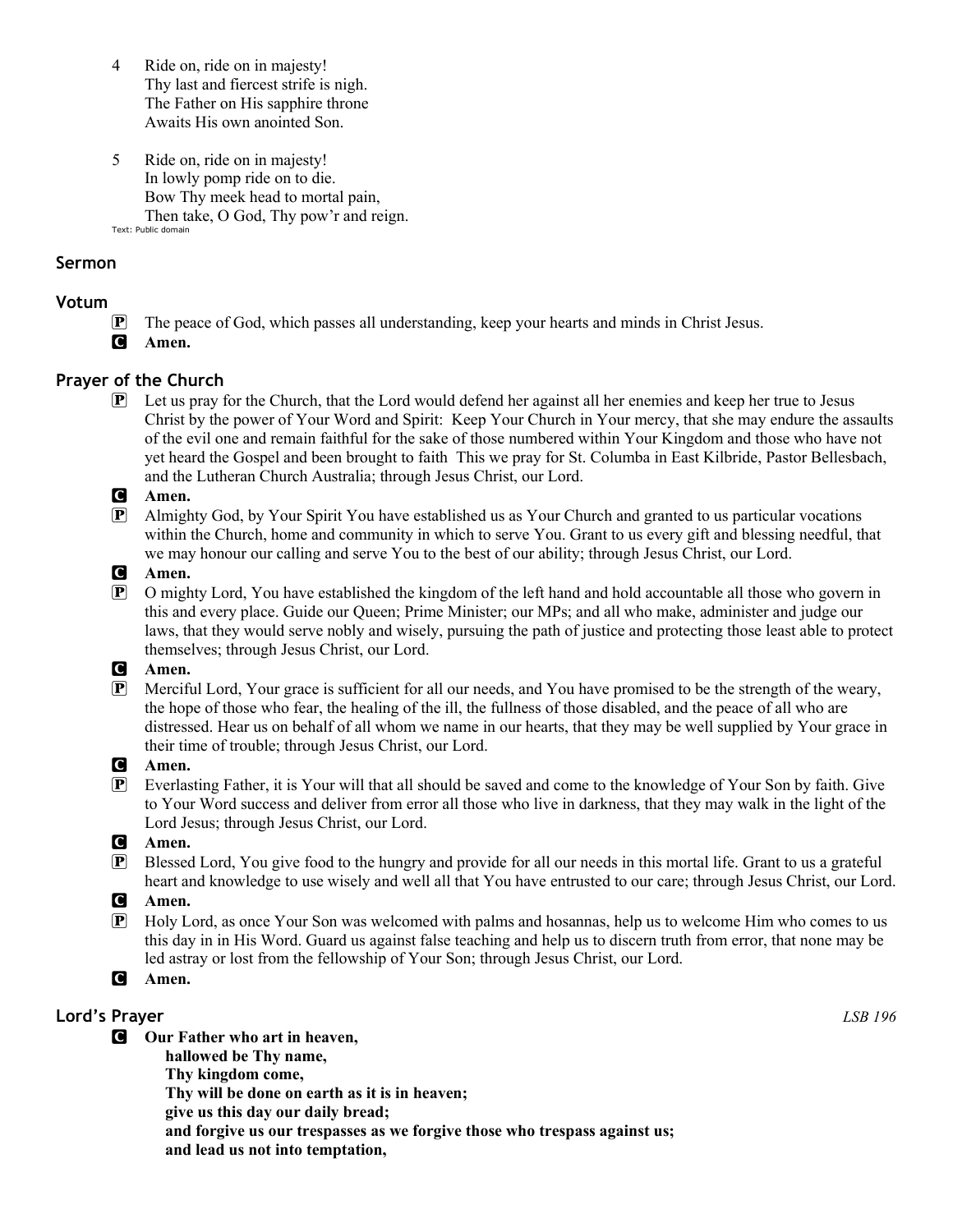4 Ride on, ride on in majesty!
Thy last and fiercest strife is nigh.
The Father on His sapphire throne
Awaits His own anointed Son.

5 Ride on, ride on in majesty!
In lowly pomp ride on to die.
Bow Thy meek head to mortal pain,
Then take, O God, Thy pow'r and reign.

Text: Public domain

## Sermon

## Votum

P The peace of God, which passes all understanding, keep your hearts and minds in Christ Jesus.

C **Amen.**

## Prayer of the Church

P Let us pray for the Church, that the Lord would defend her against all her enemies and keep her true to Jesus Christ by the power of Your Word and Spirit: Keep Your Church in Your mercy, that she may endure the assaults of the evil one and remain faithful for the sake of those numbered within Your Kingdom and those who have not yet heard the Gospel and been brought to faith This we pray for St. Columba in East Kilbride, Pastor Bellesbach, and the Lutheran Church Australia; through Jesus Christ, our Lord.

C **Amen.**

P Almighty God, by Your Spirit You have established us as Your Church and granted to us particular vocations within the Church, home and community in which to serve You. Grant to us every gift and blessing needful, that we may honour our calling and serve You to the best of our ability; through Jesus Christ, our Lord.

C **Amen.**

P O mighty Lord, You have established the kingdom of the left hand and hold accountable all those who govern in this and every place. Guide our Queen; Prime Minister; our MPs; and all who make, administer and judge our laws, that they would serve nobly and wisely, pursuing the path of justice and protecting those least able to protect themselves; through Jesus Christ, our Lord.

C **Amen.**

P Merciful Lord, Your grace is sufficient for all our needs, and You have promised to be the strength of the weary, the hope of those who fear, the healing of the ill, the fullness of those disabled, and the peace of all who are distressed. Hear us on behalf of all whom we name in our hearts, that they may be well supplied by Your grace in their time of trouble; through Jesus Christ, our Lord.

C **Amen.**

P Everlasting Father, it is Your will that all should be saved and come to the knowledge of Your Son by faith. Give to Your Word success and deliver from error all those who live in darkness, that they may walk in the light of the Lord Jesus; through Jesus Christ, our Lord.

C **Amen.**

P Blessed Lord, You give food to the hungry and provide for all our needs in this mortal life. Grant to us a grateful heart and knowledge to use wisely and well all that You have entrusted to our care; through Jesus Christ, our Lord.

C **Amen.**

P Holy Lord, as once Your Son was welcomed with palms and hosannas, help us to welcome Him who comes to us this day in in His Word. Guard us against false teaching and help us to discern truth from error, that none may be led astray or lost from the fellowship of Your Son; through Jesus Christ, our Lord.

C **Amen.**

## Lord's Prayer

*LSB 196*

C **Our Father who art in heaven,**
**hallowed be Thy name,**
**Thy kingdom come,**
**Thy will be done on earth as it is in heaven;**
**give us this day our daily bread;**
**and forgive us our trespasses as we forgive those who trespass against us;**
**and lead us not into temptation,**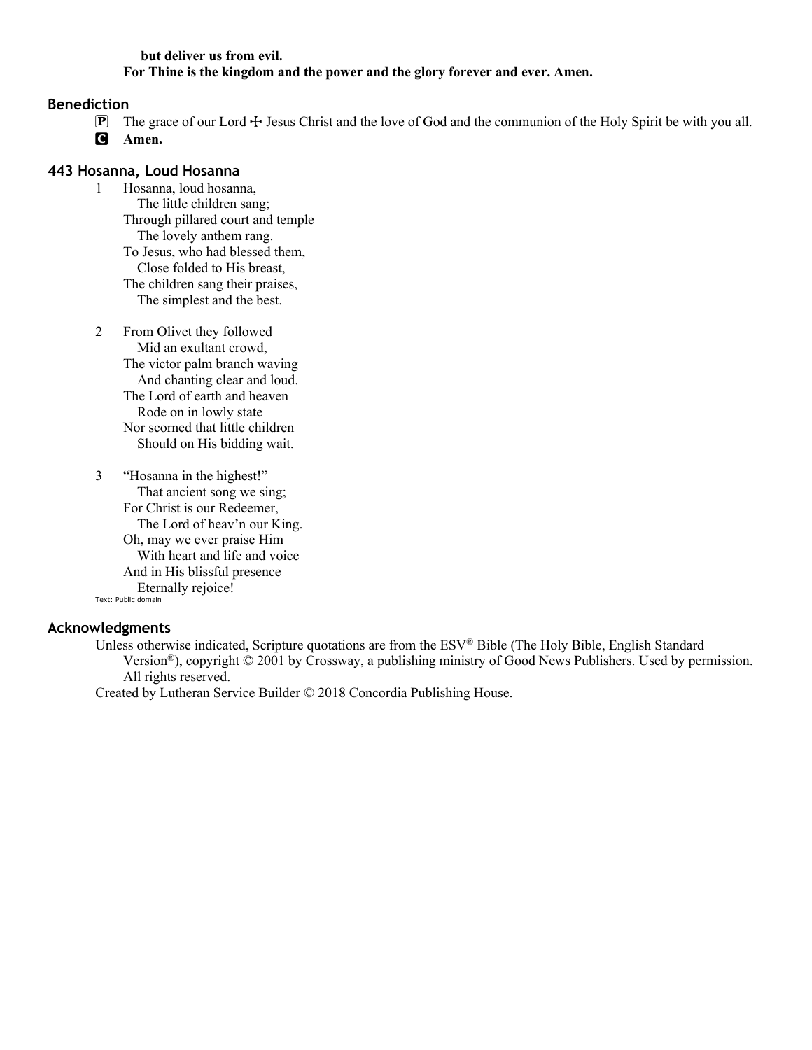**but deliver us from evil.**
**For Thine is the kingdom and the power and the glory forever and ever. Amen.**

## Benediction

P The grace of our Lord ☩ Jesus Christ and the love of God and the communion of the Holy Spirit be with you all.

C **Amen.**

## 443 Hosanna, Loud Hosanna

1 Hosanna, loud hosanna,
   The little children sang;
Through pillared court and temple
   The lovely anthem rang.
To Jesus, who had blessed them,
   Close folded to His breast,
The children sang their praises,
   The simplest and the best.

2 From Olivet they followed
   Mid an exultant crowd,
The victor palm branch waving
   And chanting clear and loud.
The Lord of earth and heaven
   Rode on in lowly state
Nor scorned that little children
   Should on His bidding wait.

3 "Hosanna in the highest!"
   That ancient song we sing;
For Christ is our Redeemer,
   The Lord of heav'n our King.
Oh, may we ever praise Him
   With heart and life and voice
And in His blissful presence
   Eternally rejoice!

Text: Public domain

## Acknowledgments

Unless otherwise indicated, Scripture quotations are from the ESV® Bible (The Holy Bible, English Standard Version®), copyright © 2001 by Crossway, a publishing ministry of Good News Publishers. Used by permission. All rights reserved.

Created by Lutheran Service Builder © 2018 Concordia Publishing House.